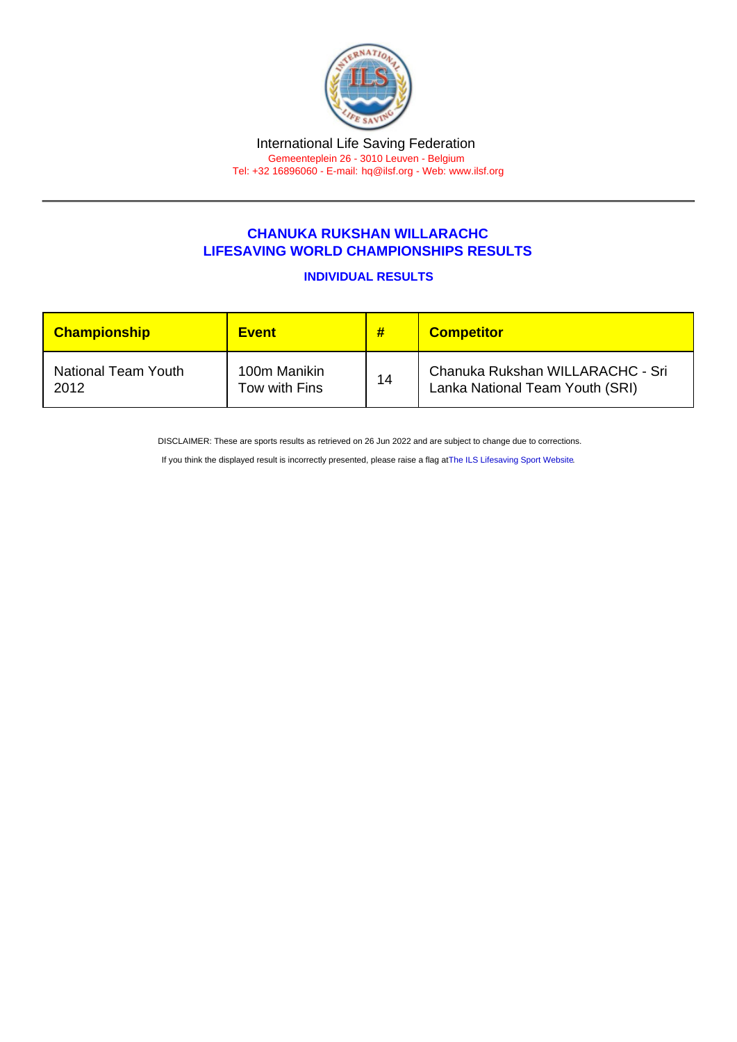International Life Saving Federation

Gemeenteplein 26 - 3010 Leuven - Belgium

Tel: +32 16896060 - E-mail: hq@ilsf.org - Web: www.ilsf.org

## CHANUKA RUKSHAN WILLARACHC
## LIFESAVING WORLD CHAMPIONSHIPS RESULTS

### INDIVIDUAL RESULTS

| Championship | Event | # | Competitor |
|---|---|---|---|
| National Team Youth 2012 | 100m Manikin Tow with Fins | 14 | Chanuka Rukshan WILLARACHC - Sri Lanka National Team Youth (SRI) |

DISCLAIMER: These are sports results as retrieved on 26 Jun 2022 and are subject to change due to corrections.

If you think the displayed result is incorrectly presented, please raise a flag at The ILS Lifesaving Sport Website.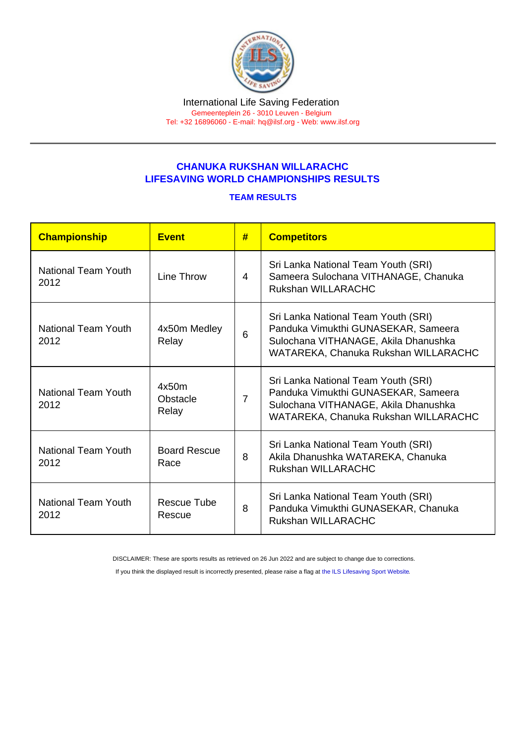International Life Saving Federation
Gemeenteplein 26 - 3010 Leuven - Belgium
Tel: +32 16896060 - E-mail: hq@ilsf.org - Web: www.ilsf.org

## CHANUKA RUKSHAN WILLARACHC
## LIFESAVING WORLD CHAMPIONSHIPS RESULTS

### TEAM RESULTS

| Championship | Event | # | Competitors |
|---|---|---|---|
| National Team Youth 2012 | Line Throw | 4 | Sri Lanka National Team Youth (SRI) Sameera Sulochana VITHANAGE, Chanuka Rukshan WILLARACHC |
| National Team Youth 2012 | 4x50m Medley Relay | 6 | Sri Lanka National Team Youth (SRI) Panduka Vimukthi GUNASEKAR, Sameera Sulochana VITHANAGE, Akila Dhanushka WATAREKA, Chanuka Rukshan WILLARACHC |
| National Team Youth 2012 | 4x50m Obstacle Relay | 7 | Sri Lanka National Team Youth (SRI) Panduka Vimukthi GUNASEKAR, Sameera Sulochana VITHANAGE, Akila Dhanushka WATAREKA, Chanuka Rukshan WILLARACHC |
| National Team Youth 2012 | Board Rescue Race | 8 | Sri Lanka National Team Youth (SRI) Akila Dhanushka WATAREKA, Chanuka Rukshan WILLARACHC |
| National Team Youth 2012 | Rescue Tube Rescue | 8 | Sri Lanka National Team Youth (SRI) Panduka Vimukthi GUNASEKAR, Chanuka Rukshan WILLARACHC |

DISCLAIMER: These are sports results as retrieved on 26 Jun 2022 and are subject to change due to corrections.

If you think the displayed result is incorrectly presented, please raise a flag at the ILS Lifesaving Sport Website.